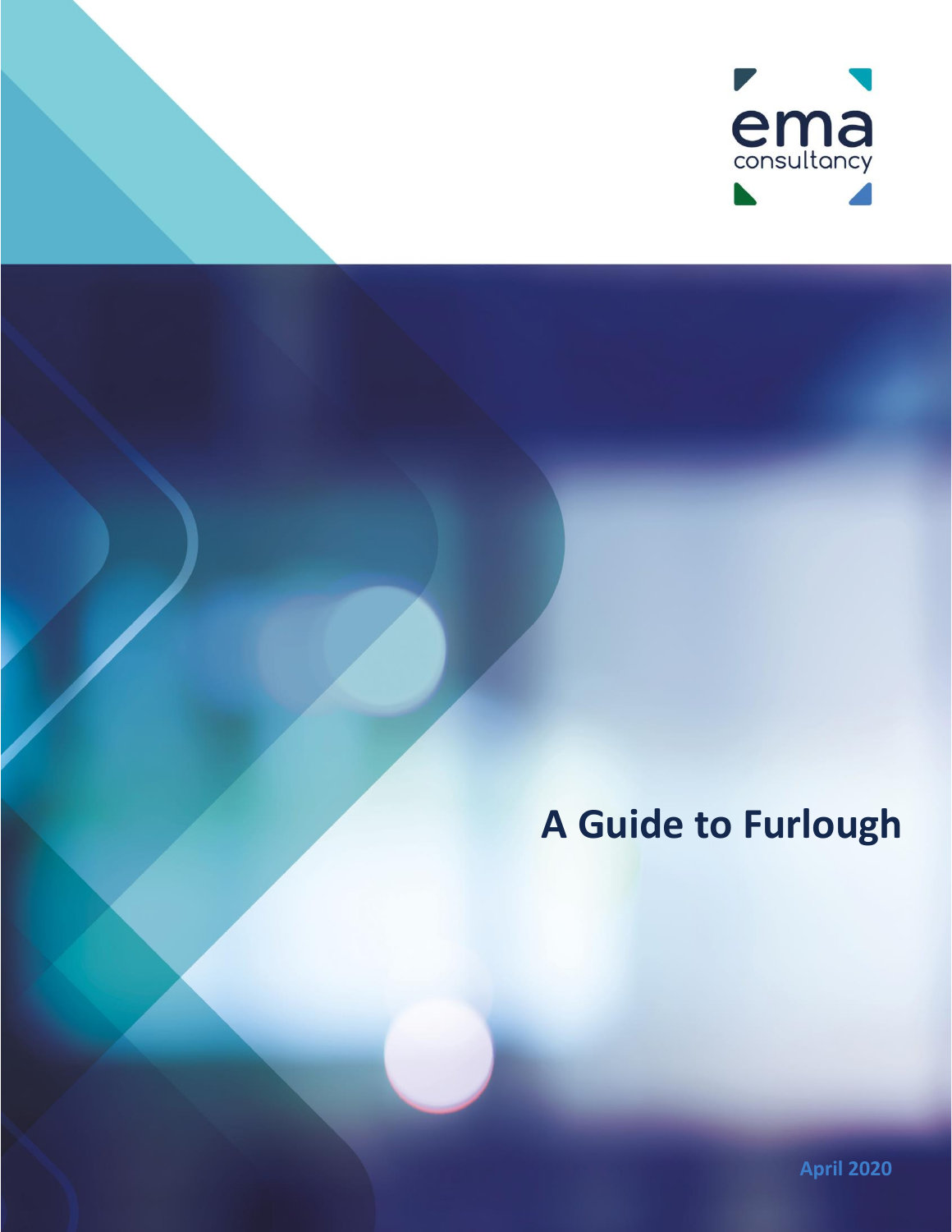ema
consultancy

# A Guide to Furlough

April 2020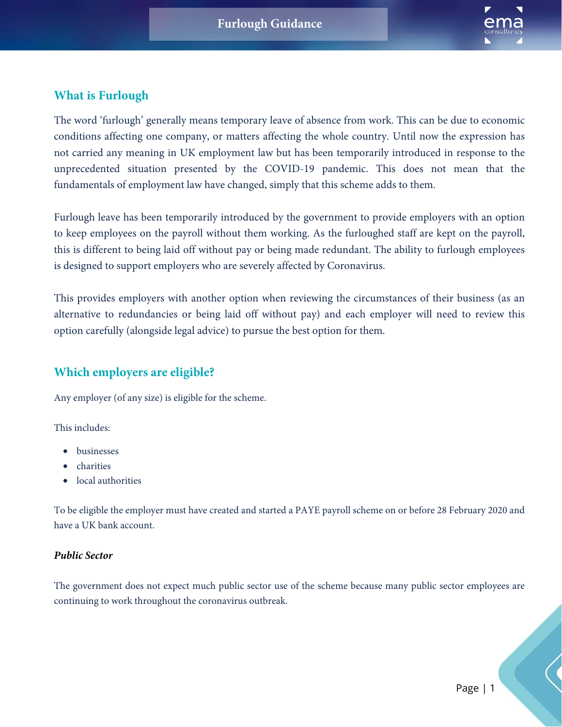## What is Furlough

The word 'furlough' generally means temporary leave of absence from work. This can be due to economic conditions affecting one company, or matters affecting the whole country. Until now the expression has not carried any meaning in UK employment law but has been temporarily introduced in response to the unprecedented situation presented by the COVID-19 pandemic. This does not mean that the fundamentals of employment law have changed, simply that this scheme adds to them.

Furlough leave has been temporarily introduced by the government to provide employers with an option to keep employees on the payroll without them working. As the furloughed staff are kept on the payroll, this is different to being laid off without pay or being made redundant. The ability to furlough employees is designed to support employers who are severely affected by Coronavirus.

This provides employers with another option when reviewing the circumstances of their business (as an alternative to redundancies or being laid off without pay) and each employer will need to review this option carefully (alongside legal advice) to pursue the best option for them.

## Which employers are eligible?

Any employer (of any size) is eligible for the scheme.

This includes:

- businesses
- charities
- local authorities

To be eligible the employer must have created and started a PAYE payroll scheme on or before 28 February 2020 and have a UK bank account.

***Public Sector***

The government does not expect much public sector use of the scheme because many public sector employees are continuing to work throughout the coronavirus outbreak.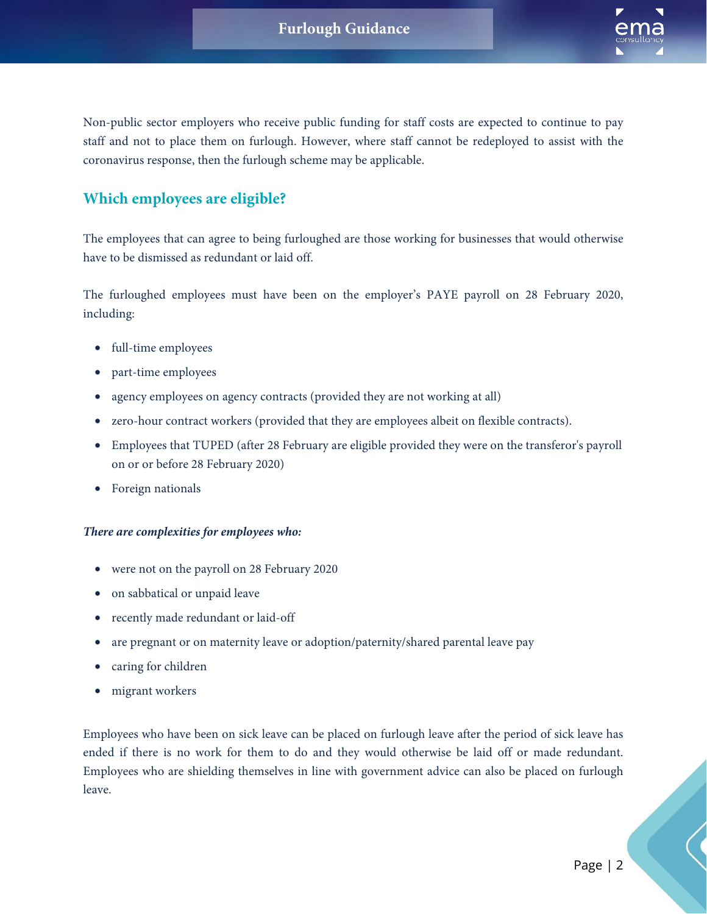Non-public sector employers who receive public funding for staff costs are expected to continue to pay staff and not to place them on furlough. However, where staff cannot be redeployed to assist with the coronavirus response, then the furlough scheme may be applicable.

## Which employees are eligible?

The employees that can agree to being furloughed are those working for businesses that would otherwise have to be dismissed as redundant or laid off.

The furloughed employees must have been on the employer's PAYE payroll on 28 February 2020, including:

- full-time employees
- part-time employees
- agency employees on agency contracts (provided they are not working at all)
- zero-hour contract workers (provided that they are employees albeit on flexible contracts).
- Employees that TUPED (after 28 February are eligible provided they were on the transferor's payroll on or or before 28 February 2020)
- Foreign nationals

***There are complexities for employees who:***

- were not on the payroll on 28 February 2020
- on sabbatical or unpaid leave
- recently made redundant or laid-off
- are pregnant or on maternity leave or adoption/paternity/shared parental leave pay
- caring for children
- migrant workers

Employees who have been on sick leave can be placed on furlough leave after the period of sick leave has ended if there is no work for them to do and they would otherwise be laid off or made redundant. Employees who are shielding themselves in line with government advice can also be placed on furlough leave.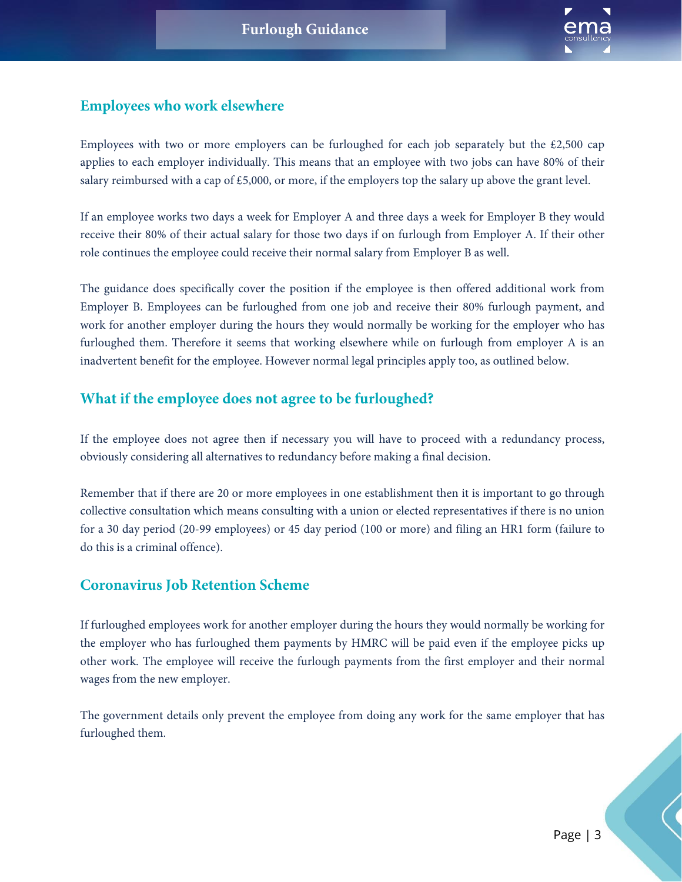## Employees who work elsewhere

Employees with two or more employers can be furloughed for each job separately but the £2,500 cap applies to each employer individually. This means that an employee with two jobs can have 80% of their salary reimbursed with a cap of £5,000, or more, if the employers top the salary up above the grant level.

If an employee works two days a week for Employer A and three days a week for Employer B they would receive their 80% of their actual salary for those two days if on furlough from Employer A. If their other role continues the employee could receive their normal salary from Employer B as well.

The guidance does specifically cover the position if the employee is then offered additional work from Employer B. Employees can be furloughed from one job and receive their 80% furlough payment, and work for another employer during the hours they would normally be working for the employer who has furloughed them. Therefore it seems that working elsewhere while on furlough from employer A is an inadvertent benefit for the employee. However normal legal principles apply too, as outlined below.

## What if the employee does not agree to be furloughed?

If the employee does not agree then if necessary you will have to proceed with a redundancy process, obviously considering all alternatives to redundancy before making a final decision.

Remember that if there are 20 or more employees in one establishment then it is important to go through collective consultation which means consulting with a union or elected representatives if there is no union for a 30 day period (20-99 employees) or 45 day period (100 or more) and filing an HR1 form (failure to do this is a criminal offence).

## Coronavirus Job Retention Scheme

If furloughed employees work for another employer during the hours they would normally be working for the employer who has furloughed them payments by HMRC will be paid even if the employee picks up other work. The employee will receive the furlough payments from the first employer and their normal wages from the new employer.

The government details only prevent the employee from doing any work for the same employer that has furloughed them.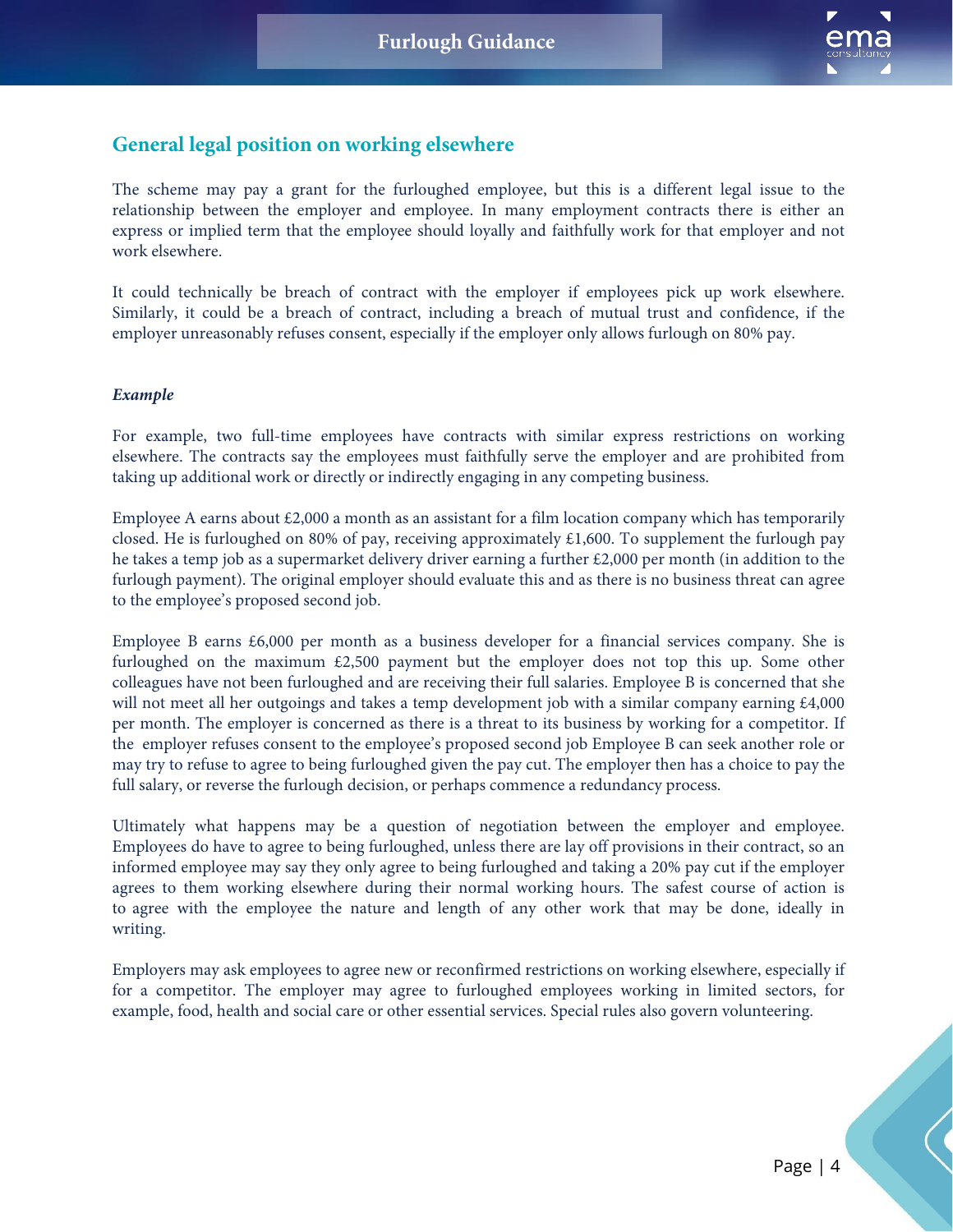## General legal position on working elsewhere

The scheme may pay a grant for the furloughed employee, but this is a different legal issue to the relationship between the employer and employee. In many employment contracts there is either an express or implied term that the employee should loyally and faithfully work for that employer and not work elsewhere.

It could technically be breach of contract with the employer if employees pick up work elsewhere. Similarly, it could be a breach of contract, including a breach of mutual trust and confidence, if the employer unreasonably refuses consent, especially if the employer only allows furlough on 80% pay.

***Example***

For example, two full-time employees have contracts with similar express restrictions on working elsewhere. The contracts say the employees must faithfully serve the employer and are prohibited from taking up additional work or directly or indirectly engaging in any competing business.

Employee A earns about £2,000 a month as an assistant for a film location company which has temporarily closed. He is furloughed on 80% of pay, receiving approximately £1,600. To supplement the furlough pay he takes a temp job as a supermarket delivery driver earning a further £2,000 per month (in addition to the furlough payment). The original employer should evaluate this and as there is no business threat can agree to the employee's proposed second job.

Employee B earns £6,000 per month as a business developer for a financial services company. She is furloughed on the maximum £2,500 payment but the employer does not top this up. Some other colleagues have not been furloughed and are receiving their full salaries. Employee B is concerned that she will not meet all her outgoings and takes a temp development job with a similar company earning £4,000 per month. The employer is concerned as there is a threat to its business by working for a competitor. If the employer refuses consent to the employee's proposed second job Employee B can seek another role or may try to refuse to agree to being furloughed given the pay cut. The employer then has a choice to pay the full salary, or reverse the furlough decision, or perhaps commence a redundancy process.

Ultimately what happens may be a question of negotiation between the employer and employee. Employees do have to agree to being furloughed, unless there are lay off provisions in their contract, so an informed employee may say they only agree to being furloughed and taking a 20% pay cut if the employer agrees to them working elsewhere during their normal working hours. The safest course of action is to agree with the employee the nature and length of any other work that may be done, ideally in writing.

Employers may ask employees to agree new or reconfirmed restrictions on working elsewhere, especially if for a competitor. The employer may agree to furloughed employees working in limited sectors, for example, food, health and social care or other essential services. Special rules also govern volunteering.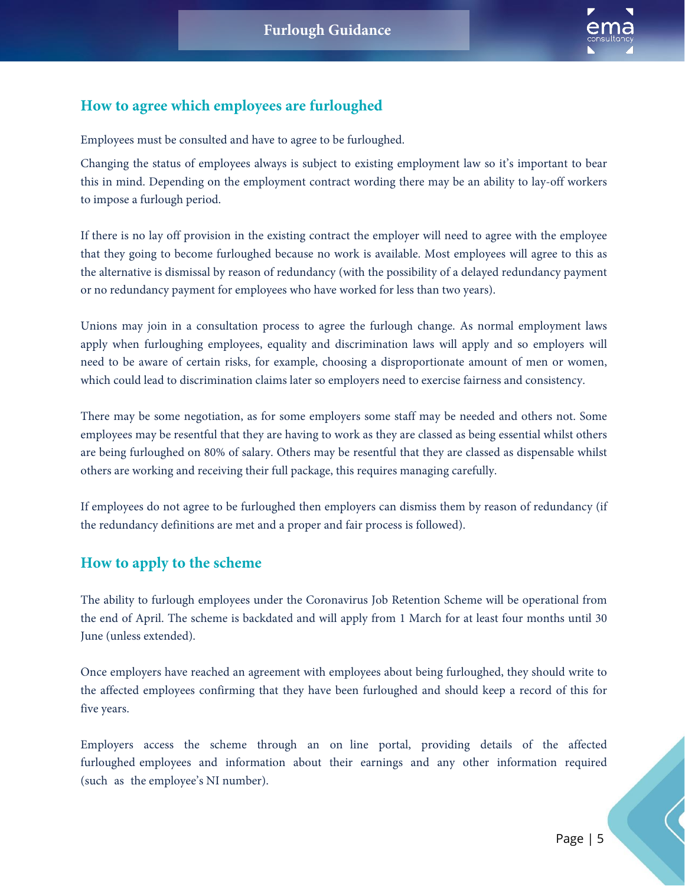## How to agree which employees are furloughed

Employees must be consulted and have to agree to be furloughed.

Changing the status of employees always is subject to existing employment law so it's important to bear this in mind. Depending on the employment contract wording there may be an ability to lay-off workers to impose a furlough period.

If there is no lay off provision in the existing contract the employer will need to agree with the employee that they going to become furloughed because no work is available. Most employees will agree to this as the alternative is dismissal by reason of redundancy (with the possibility of a delayed redundancy payment or no redundancy payment for employees who have worked for less than two years).

Unions may join in a consultation process to agree the furlough change. As normal employment laws apply when furloughing employees, equality and discrimination laws will apply and so employers will need to be aware of certain risks, for example, choosing a disproportionate amount of men or women, which could lead to discrimination claims later so employers need to exercise fairness and consistency.

There may be some negotiation, as for some employers some staff may be needed and others not. Some employees may be resentful that they are having to work as they are classed as being essential whilst others are being furloughed on 80% of salary. Others may be resentful that they are classed as dispensable whilst others are working and receiving their full package, this requires managing carefully.

If employees do not agree to be furloughed then employers can dismiss them by reason of redundancy (if the redundancy definitions are met and a proper and fair process is followed).

## How to apply to the scheme

The ability to furlough employees under the Coronavirus Job Retention Scheme will be operational from the end of April. The scheme is backdated and will apply from 1 March for at least four months until 30 June (unless extended).

Once employers have reached an agreement with employees about being furloughed, they should write to the affected employees confirming that they have been furloughed and should keep a record of this for five years.

Employers access the scheme through an on line portal, providing details of the affected furloughed employees and information about their earnings and any other information required (such as the employee's NI number).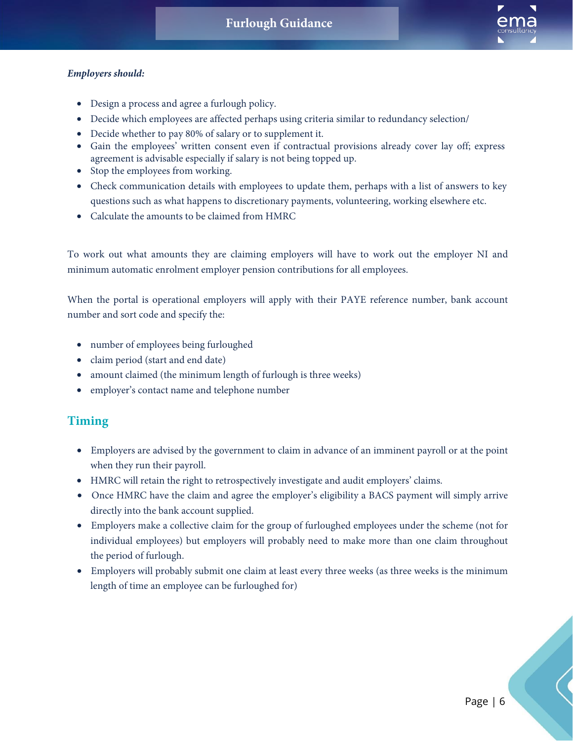***Employers should:***

- Design a process and agree a furlough policy.
- Decide which employees are affected perhaps using criteria similar to redundancy selection/
- Decide whether to pay 80% of salary or to supplement it.
- Gain the employees' written consent even if contractual provisions already cover lay off; express agreement is advisable especially if salary is not being topped up.
- Stop the employees from working.
- Check communication details with employees to update them, perhaps with a list of answers to key questions such as what happens to discretionary payments, volunteering, working elsewhere etc.
- Calculate the amounts to be claimed from HMRC

To work out what amounts they are claiming employers will have to work out the employer NI and minimum automatic enrolment employer pension contributions for all employees.

When the portal is operational employers will apply with their PAYE reference number, bank account number and sort code and specify the:

- number of employees being furloughed
- claim period (start and end date)
- amount claimed (the minimum length of furlough is three weeks)
- employer's contact name and telephone number

## Timing

- Employers are advised by the government to claim in advance of an imminent payroll or at the point when they run their payroll.
- HMRC will retain the right to retrospectively investigate and audit employers' claims.
- Once HMRC have the claim and agree the employer's eligibility a BACS payment will simply arrive directly into the bank account supplied.
- Employers make a collective claim for the group of furloughed employees under the scheme (not for individual employees) but employers will probably need to make more than one claim throughout the period of furlough.
- Employers will probably submit one claim at least every three weeks (as three weeks is the minimum length of time an employee can be furloughed for)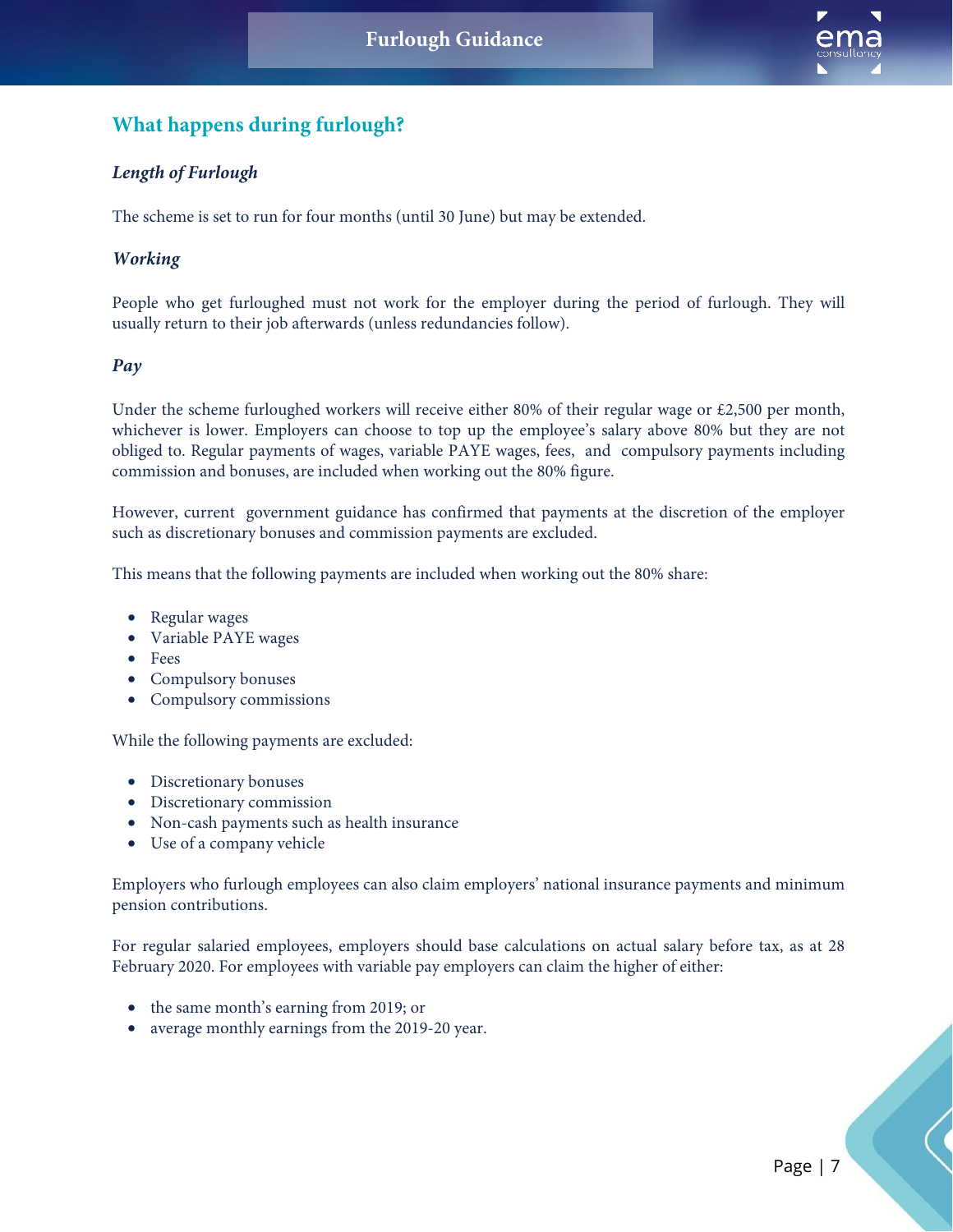## What happens during furlough?

### *Length of Furlough*

The scheme is set to run for four months (until 30 June) but may be extended.

### *Working*

People who get furloughed must not work for the employer during the period of furlough. They will usually return to their job afterwards (unless redundancies follow).

### *Pay*

Under the scheme furloughed workers will receive either 80% of their regular wage or £2,500 per month, whichever is lower. Employers can choose to top up the employee's salary above 80% but they are not obliged to. Regular payments of wages, variable PAYE wages, fees, and compulsory payments including commission and bonuses, are included when working out the 80% figure.

However, current government guidance has confirmed that payments at the discretion of the employer such as discretionary bonuses and commission payments are excluded.

This means that the following payments are included when working out the 80% share:

- Regular wages
- Variable PAYE wages
- Fees
- Compulsory bonuses
- Compulsory commissions

While the following payments are excluded:

- Discretionary bonuses
- Discretionary commission
- Non-cash payments such as health insurance
- Use of a company vehicle

Employers who furlough employees can also claim employers' national insurance payments and minimum pension contributions.

For regular salaried employees, employers should base calculations on actual salary before tax, as at 28 February 2020. For employees with variable pay employers can claim the higher of either:

- the same month's earning from 2019; or
- average monthly earnings from the 2019-20 year.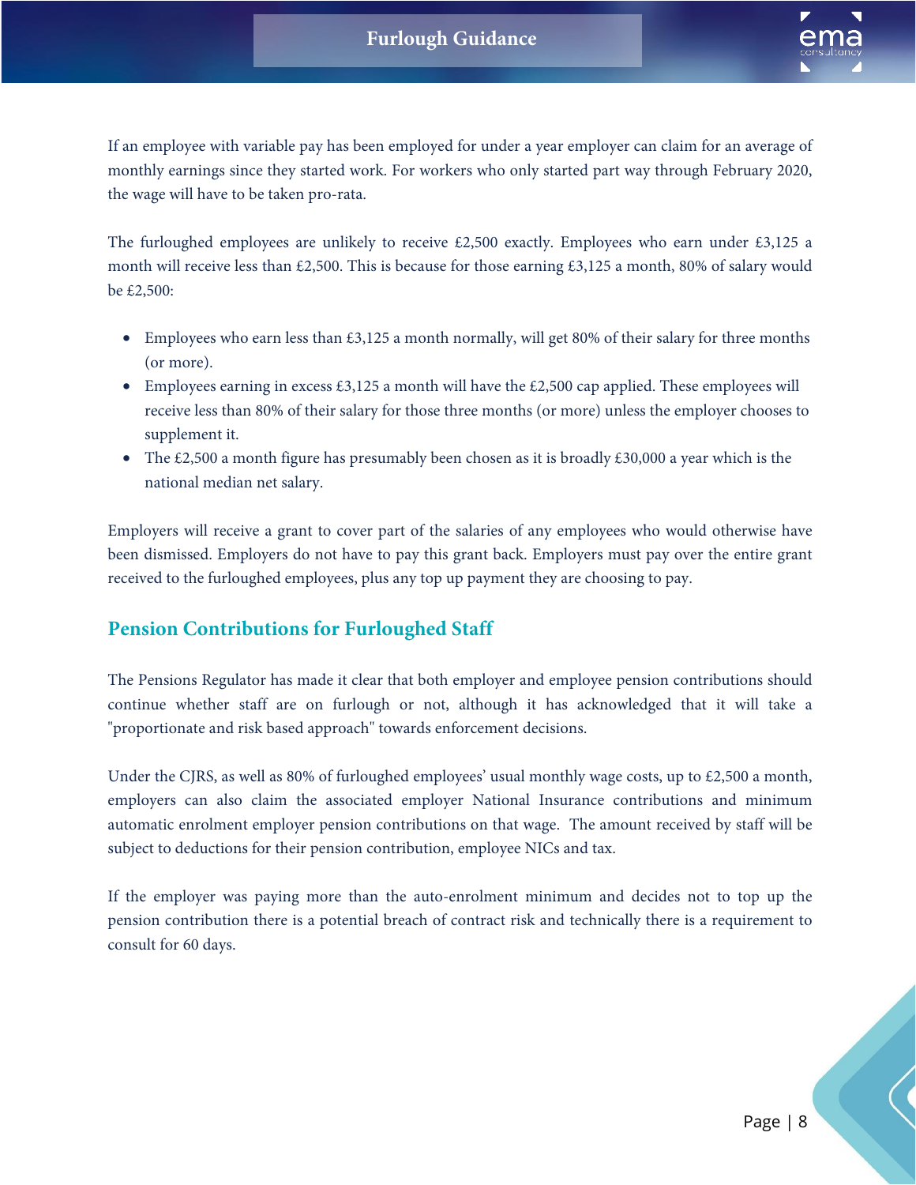If an employee with variable pay has been employed for under a year employer can claim for an average of monthly earnings since they started work. For workers who only started part way through February 2020, the wage will have to be taken pro-rata.

The furloughed employees are unlikely to receive £2,500 exactly. Employees who earn under £3,125 a month will receive less than £2,500. This is because for those earning £3,125 a month, 80% of salary would be £2,500:

- Employees who earn less than £3,125 a month normally, will get 80% of their salary for three months (or more).
- Employees earning in excess £3,125 a month will have the £2,500 cap applied. These employees will receive less than 80% of their salary for those three months (or more) unless the employer chooses to supplement it.
- The £2,500 a month figure has presumably been chosen as it is broadly £30,000 a year which is the national median net salary.

Employers will receive a grant to cover part of the salaries of any employees who would otherwise have been dismissed. Employers do not have to pay this grant back. Employers must pay over the entire grant received to the furloughed employees, plus any top up payment they are choosing to pay.

## Pension Contributions for Furloughed Staff

The Pensions Regulator has made it clear that both employer and employee pension contributions should continue whether staff are on furlough or not, although it has acknowledged that it will take a "proportionate and risk based approach" towards enforcement decisions.

Under the CJRS, as well as 80% of furloughed employees' usual monthly wage costs, up to £2,500 a month, employers can also claim the associated employer National Insurance contributions and minimum automatic enrolment employer pension contributions on that wage. The amount received by staff will be subject to deductions for their pension contribution, employee NICs and tax.

If the employer was paying more than the auto-enrolment minimum and decides not to top up the pension contribution there is a potential breach of contract risk and technically there is a requirement to consult for 60 days.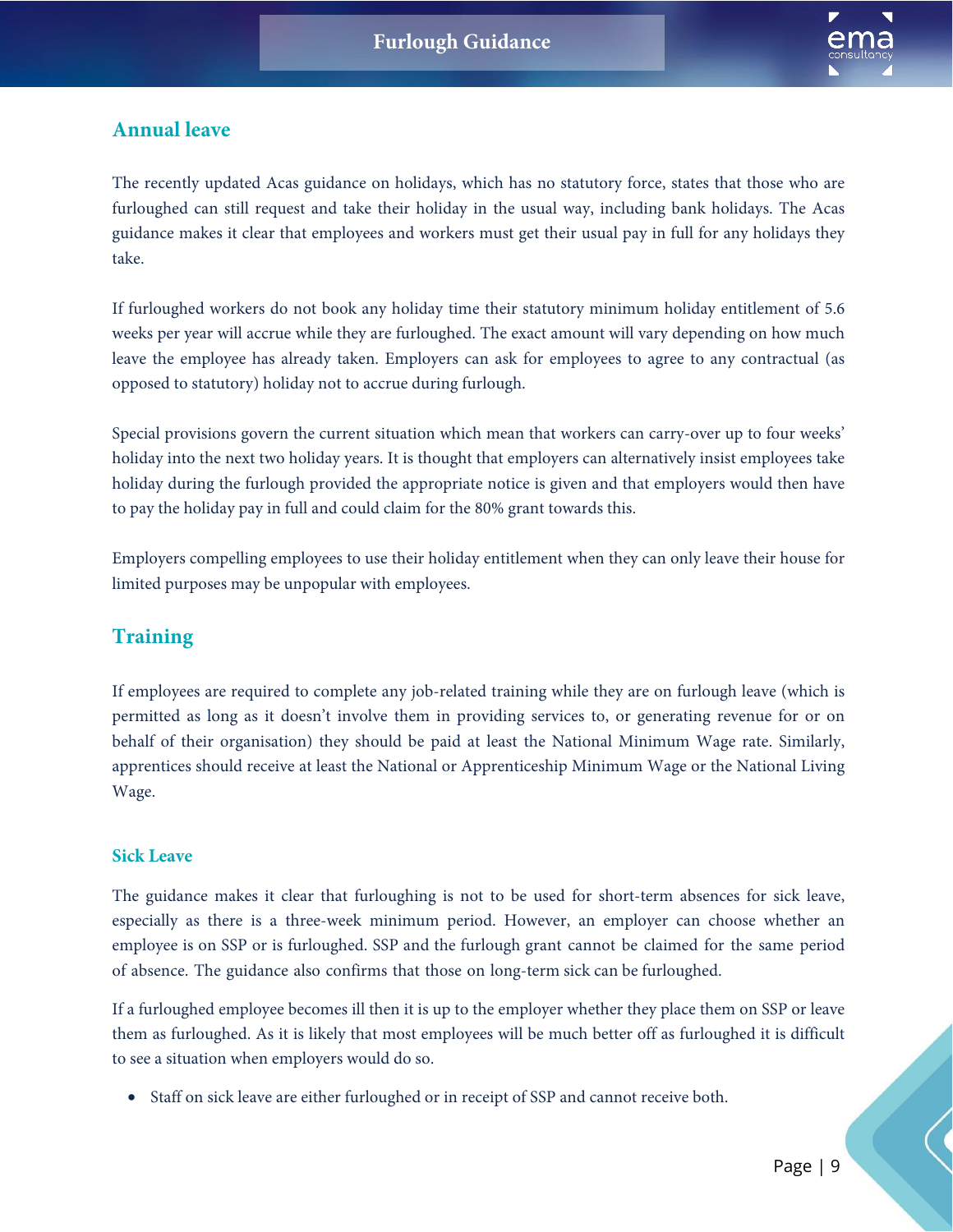## Annual leave

The recently updated Acas guidance on holidays, which has no statutory force, states that those who are furloughed can still request and take their holiday in the usual way, including bank holidays. The Acas guidance makes it clear that employees and workers must get their usual pay in full for any holidays they take.

If furloughed workers do not book any holiday time their statutory minimum holiday entitlement of 5.6 weeks per year will accrue while they are furloughed. The exact amount will vary depending on how much leave the employee has already taken. Employers can ask for employees to agree to any contractual (as opposed to statutory) holiday not to accrue during furlough.

Special provisions govern the current situation which mean that workers can carry-over up to four weeks' holiday into the next two holiday years. It is thought that employers can alternatively insist employees take holiday during the furlough provided the appropriate notice is given and that employers would then have to pay the holiday pay in full and could claim for the 80% grant towards this.

Employers compelling employees to use their holiday entitlement when they can only leave their house for limited purposes may be unpopular with employees.

## Training

If employees are required to complete any job-related training while they are on furlough leave (which is permitted as long as it doesn't involve them in providing services to, or generating revenue for or on behalf of their organisation) they should be paid at least the National Minimum Wage rate. Similarly, apprentices should receive at least the National or Apprenticeship Minimum Wage or the National Living Wage.

### Sick Leave

The guidance makes it clear that furloughing is not to be used for short-term absences for sick leave, especially as there is a three-week minimum period. However, an employer can choose whether an employee is on SSP or is furloughed. SSP and the furlough grant cannot be claimed for the same period of absence. The guidance also confirms that those on long-term sick can be furloughed.

If a furloughed employee becomes ill then it is up to the employer whether they place them on SSP or leave them as furloughed. As it is likely that most employees will be much better off as furloughed it is difficult to see a situation when employers would do so.

- Staff on sick leave are either furloughed or in receipt of SSP and cannot receive both.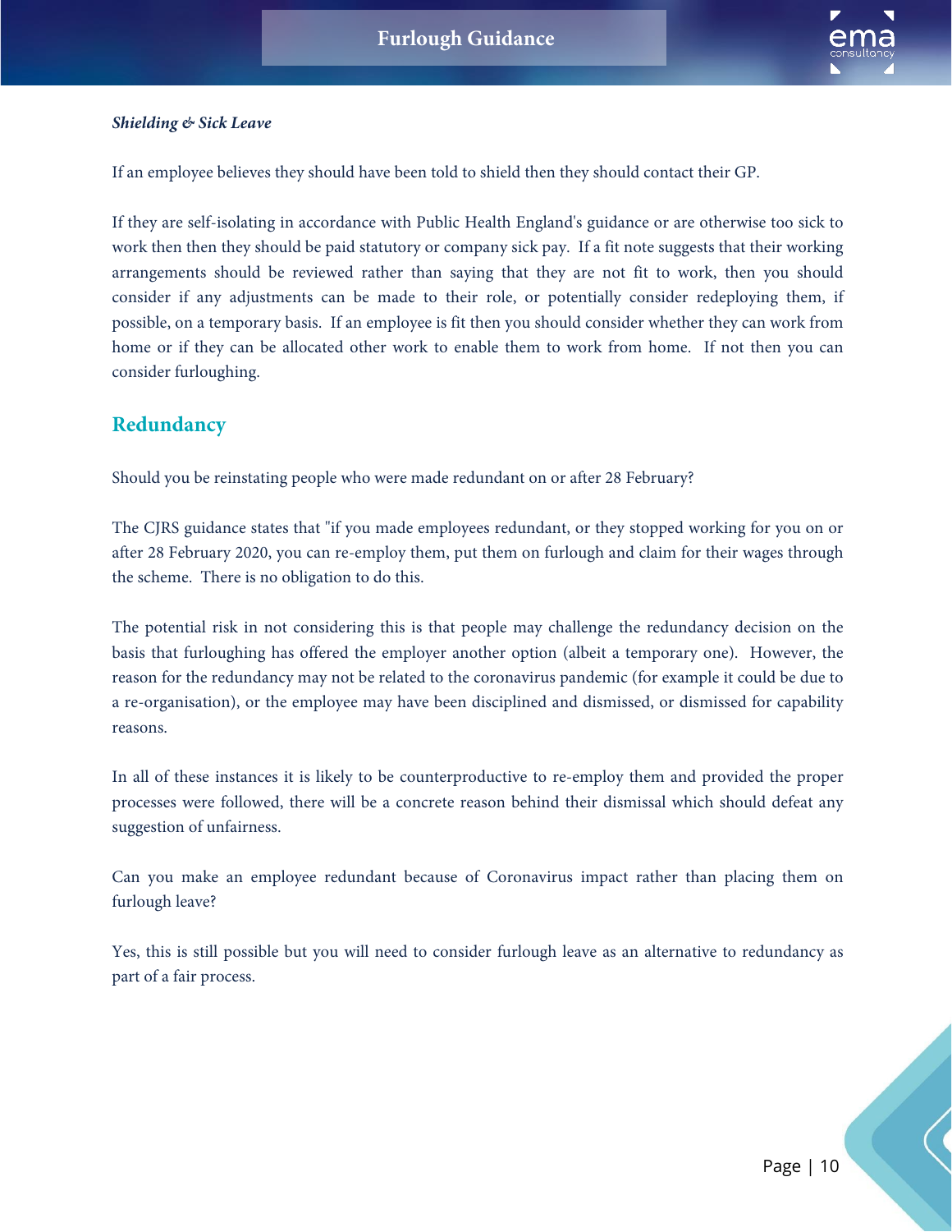***Shielding & Sick Leave***

If an employee believes they should have been told to shield then they should contact their GP.

If they are self-isolating in accordance with Public Health England's guidance or are otherwise too sick to work then then they should be paid statutory or company sick pay. If a fit note suggests that their working arrangements should be reviewed rather than saying that they are not fit to work, then you should consider if any adjustments can be made to their role, or potentially consider redeploying them, if possible, on a temporary basis. If an employee is fit then you should consider whether they can work from home or if they can be allocated other work to enable them to work from home. If not then you can consider furloughing.

## Redundancy

Should you be reinstating people who were made redundant on or after 28 February?

The CJRS guidance states that "if you made employees redundant, or they stopped working for you on or after 28 February 2020, you can re-employ them, put them on furlough and claim for their wages through the scheme. There is no obligation to do this.

The potential risk in not considering this is that people may challenge the redundancy decision on the basis that furloughing has offered the employer another option (albeit a temporary one). However, the reason for the redundancy may not be related to the coronavirus pandemic (for example it could be due to a re-organisation), or the employee may have been disciplined and dismissed, or dismissed for capability reasons.

In all of these instances it is likely to be counterproductive to re-employ them and provided the proper processes were followed, there will be a concrete reason behind their dismissal which should defeat any suggestion of unfairness.

Can you make an employee redundant because of Coronavirus impact rather than placing them on furlough leave?

Yes, this is still possible but you will need to consider furlough leave as an alternative to redundancy as part of a fair process.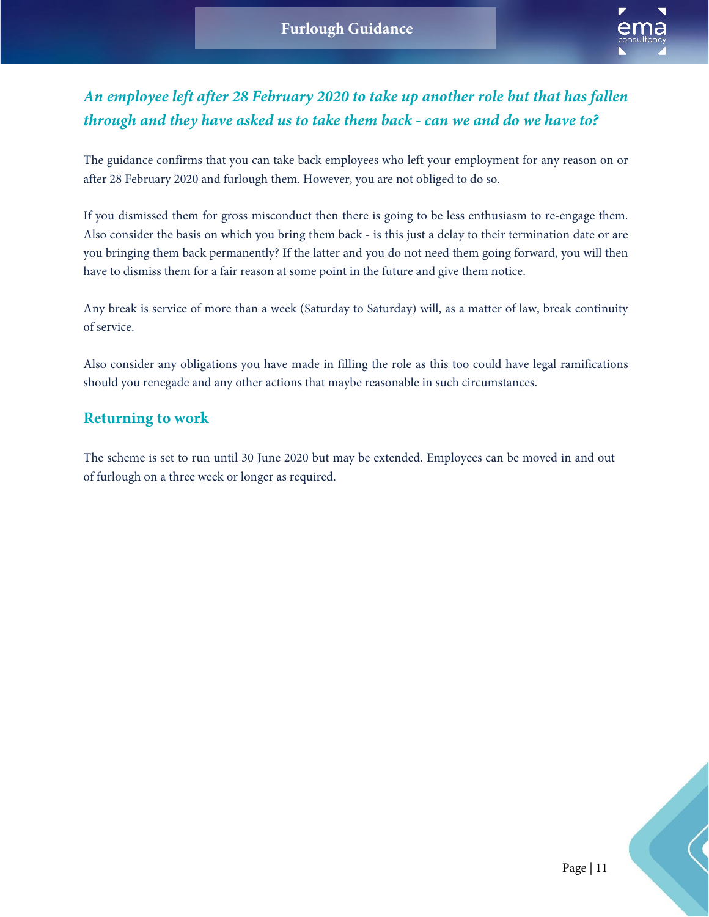### *An employee left after 28 February 2020 to take up another role but that has fallen through and they have asked us to take them back - can we and do we have to?*

The guidance confirms that you can take back employees who left your employment for any reason on or after 28 February 2020 and furlough them. However, you are not obliged to do so.

If you dismissed them for gross misconduct then there is going to be less enthusiasm to re-engage them. Also consider the basis on which you bring them back - is this just a delay to their termination date or are you bringing them back permanently? If the latter and you do not need them going forward, you will then have to dismiss them for a fair reason at some point in the future and give them notice.

Any break is service of more than a week (Saturday to Saturday) will, as a matter of law, break continuity of service.

Also consider any obligations you have made in filling the role as this too could have legal ramifications should you renegade and any other actions that maybe reasonable in such circumstances.

## Returning to work

The scheme is set to run until 30 June 2020 but may be extended. Employees can be moved in and out of furlough on a three week or longer as required.